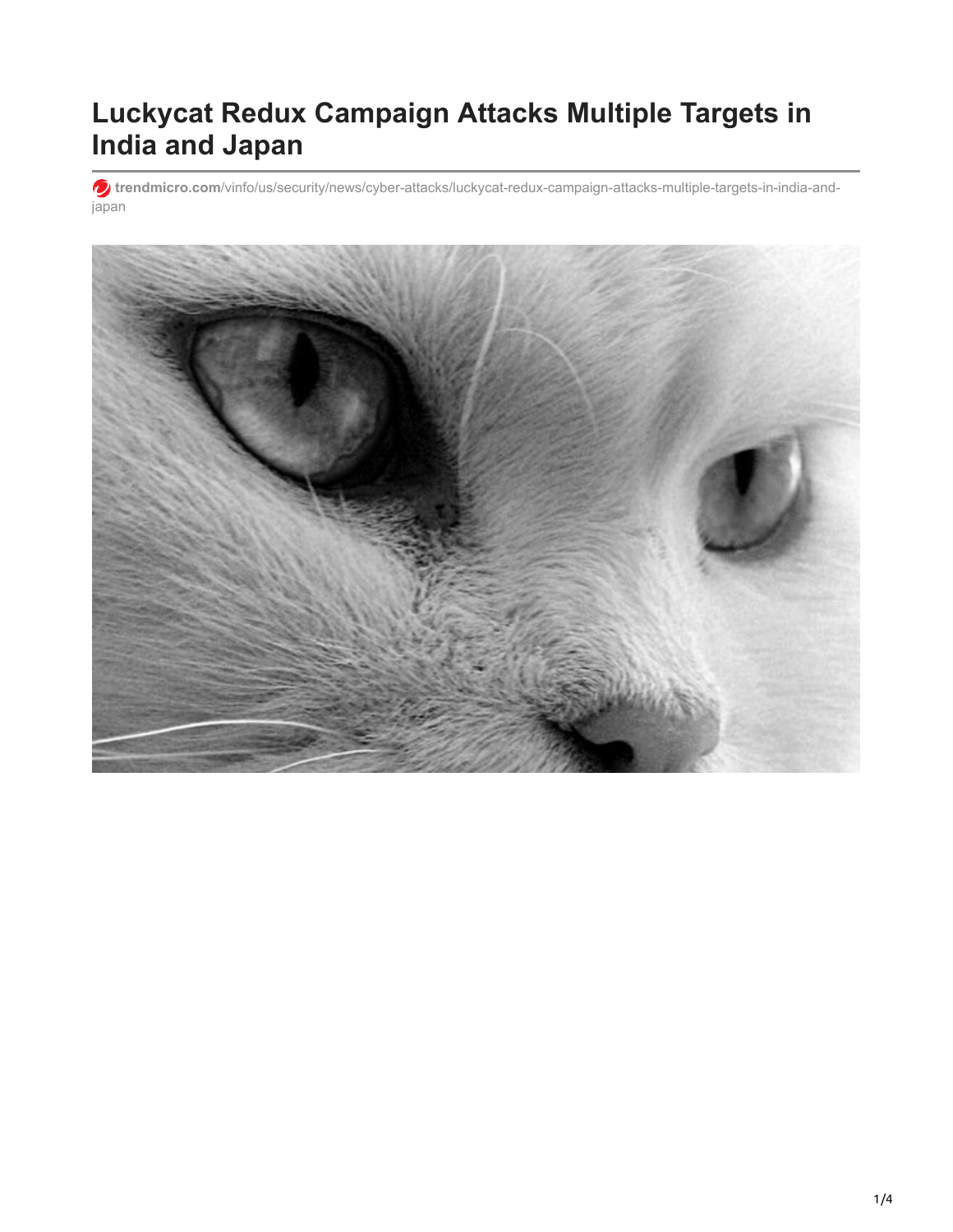# Luckycat Redux Campaign Attacks Multiple Targets in India and Japan

**trendmicro.com**/vinfo/us/security/news/cyber-attacks/luckycat-redux-campaign-attacks-multiple-targets-in-india-and-japan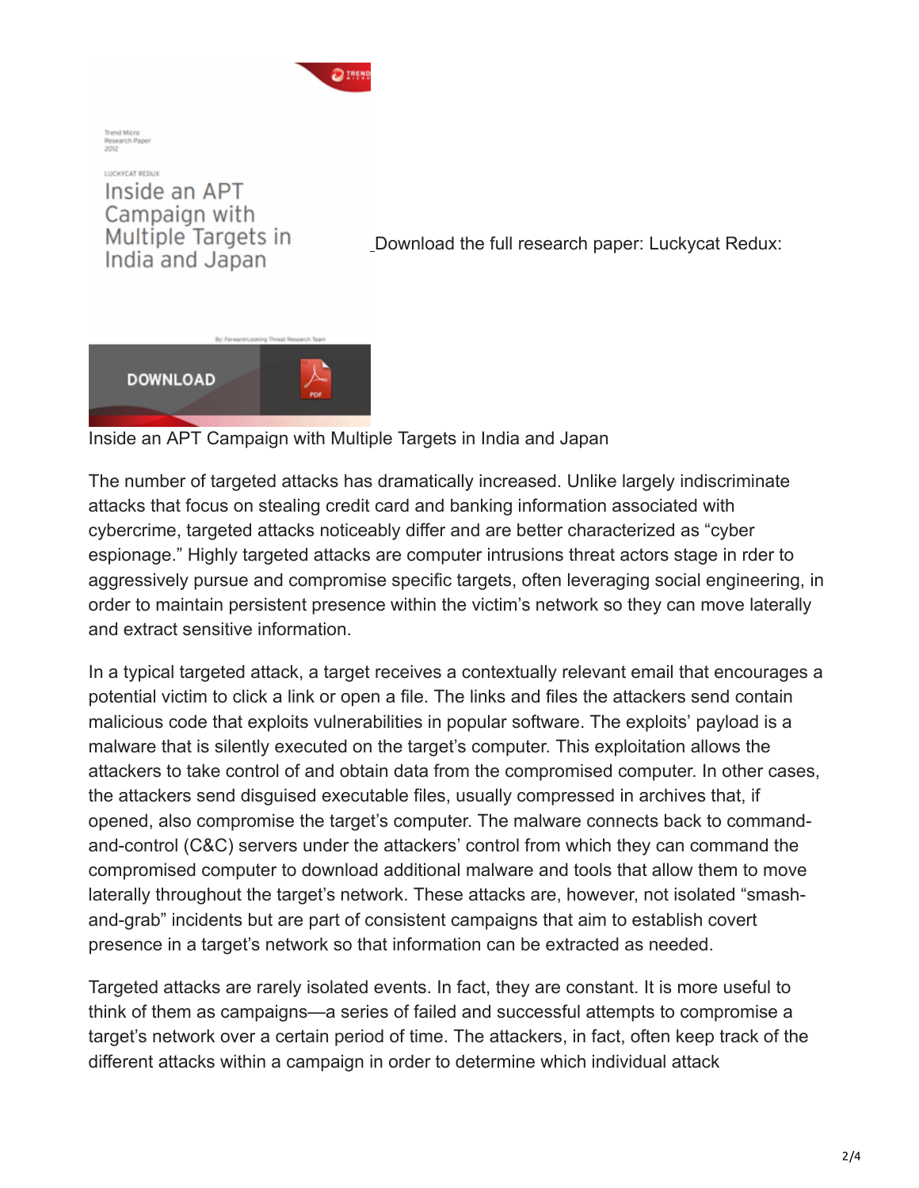Download the full research paper: Luckycat Redux:

Inside an APT Campaign with Multiple Targets in India and Japan

The number of targeted attacks has dramatically increased. Unlike largely indiscriminate attacks that focus on stealing credit card and banking information associated with cybercrime, targeted attacks noticeably differ and are better characterized as "cyber espionage." Highly targeted attacks are computer intrusions threat actors stage in rder to aggressively pursue and compromise specific targets, often leveraging social engineering, in order to maintain persistent presence within the victim's network so they can move laterally and extract sensitive information.

In a typical targeted attack, a target receives a contextually relevant email that encourages a potential victim to click a link or open a file. The links and files the attackers send contain malicious code that exploits vulnerabilities in popular software. The exploits' payload is a malware that is silently executed on the target's computer. This exploitation allows the attackers to take control of and obtain data from the compromised computer. In other cases, the attackers send disguised executable files, usually compressed in archives that, if opened, also compromise the target's computer. The malware connects back to command-and-control (C&C) servers under the attackers' control from which they can command the compromised computer to download additional malware and tools that allow them to move laterally throughout the target's network. These attacks are, however, not isolated "smash-and-grab" incidents but are part of consistent campaigns that aim to establish covert presence in a target's network so that information can be extracted as needed.

Targeted attacks are rarely isolated events. In fact, they are constant. It is more useful to think of them as campaigns—a series of failed and successful attempts to compromise a target's network over a certain period of time. The attackers, in fact, often keep track of the different attacks within a campaign in order to determine which individual attack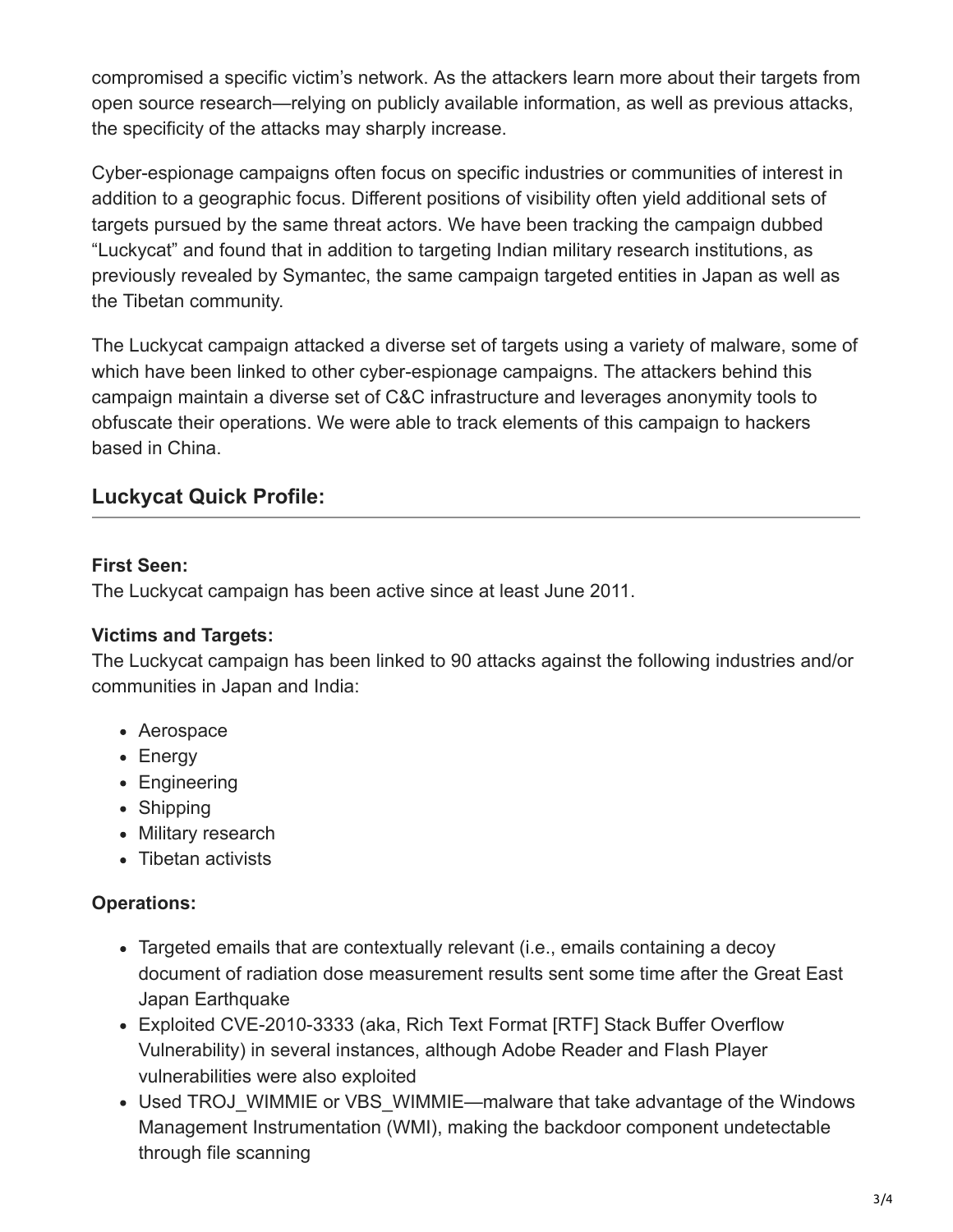compromised a specific victim's network. As the attackers learn more about their targets from open source research—relying on publicly available information, as well as previous attacks, the specificity of the attacks may sharply increase.

Cyber-espionage campaigns often focus on specific industries or communities of interest in addition to a geographic focus. Different positions of visibility often yield additional sets of targets pursued by the same threat actors. We have been tracking the campaign dubbed "Luckycat" and found that in addition to targeting Indian military research institutions, as previously revealed by Symantec, the same campaign targeted entities in Japan as well as the Tibetan community.

The Luckycat campaign attacked a diverse set of targets using a variety of malware, some of which have been linked to other cyber-espionage campaigns. The attackers behind this campaign maintain a diverse set of C&C infrastructure and leverages anonymity tools to obfuscate their operations. We were able to track elements of this campaign to hackers based in China.

## Luckycat Quick Profile:

**First Seen:**
The Luckycat campaign has been active since at least June 2011.

**Victims and Targets:**
The Luckycat campaign has been linked to 90 attacks against the following industries and/or communities in Japan and India:

- Aerospace
- Energy
- Engineering
- Shipping
- Military research
- Tibetan activists

**Operations:**

- Targeted emails that are contextually relevant (i.e., emails containing a decoy document of radiation dose measurement results sent some time after the Great East Japan Earthquake
- Exploited CVE-2010-3333 (aka, Rich Text Format [RTF] Stack Buffer Overflow Vulnerability) in several instances, although Adobe Reader and Flash Player vulnerabilities were also exploited
- Used TROJ_WIMMIE or VBS_WIMMIE—malware that take advantage of the Windows Management Instrumentation (WMI), making the backdoor component undetectable through file scanning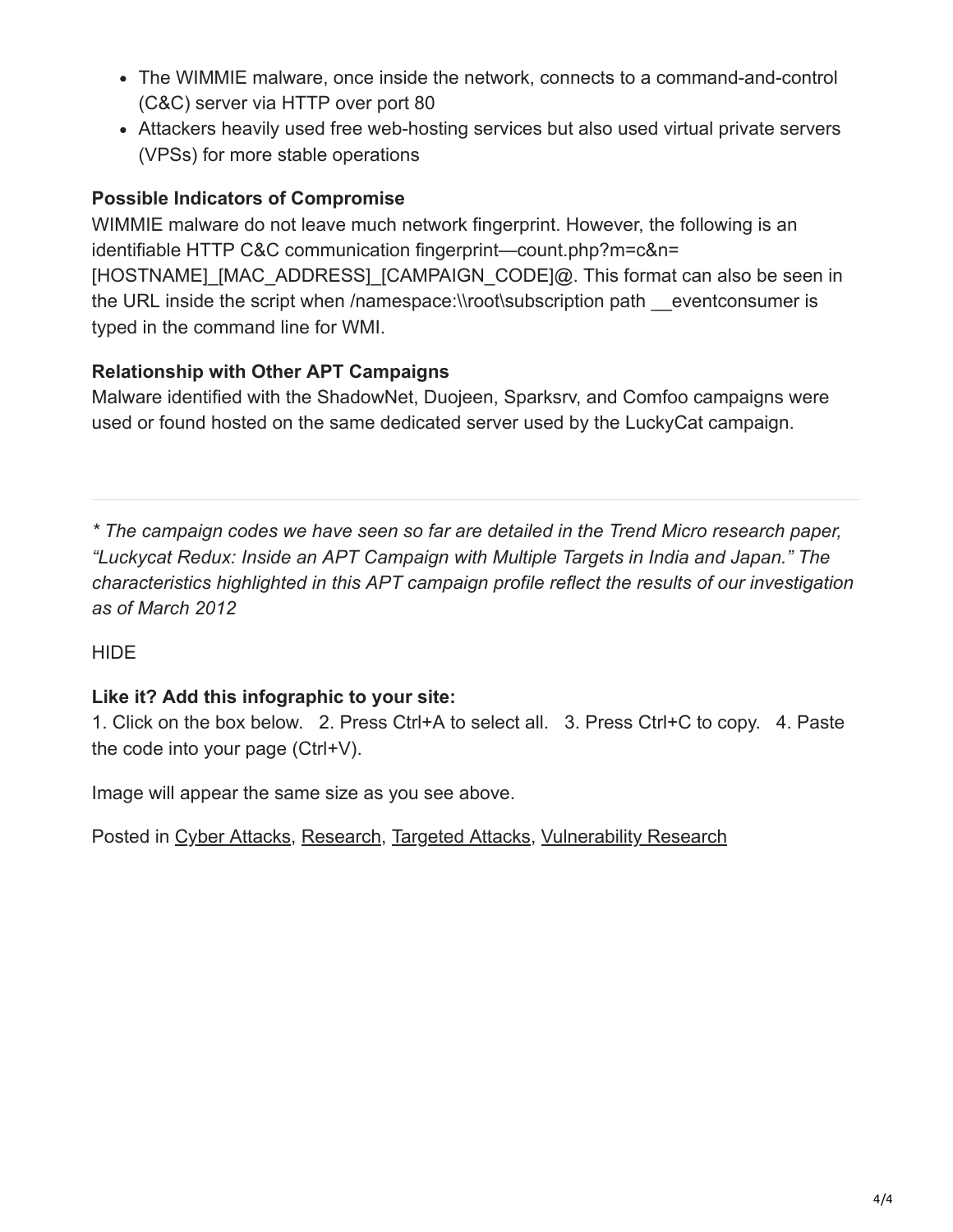- The WIMMIE malware, once inside the network, connects to a command-and-control (C&C) server via HTTP over port 80
- Attackers heavily used free web-hosting services but also used virtual private servers (VPSs) for more stable operations

**Possible Indicators of Compromise**

WIMMIE malware do not leave much network fingerprint. However, the following is an identifiable HTTP C&C communication fingerprint—count.php?m=c&n=[HOSTNAME]_[MAC_ADDRESS]_[CAMPAIGN_CODE]@. This format can also be seen in the URL inside the script when /namespace:\\root\subscription path __eventconsumer is typed in the command line for WMI.

**Relationship with Other APT Campaigns**

Malware identified with the ShadowNet, Duojeen, Sparksrv, and Comfoo campaigns were used or found hosted on the same dedicated server used by the LuckyCat campaign.

---

*\* The campaign codes we have seen so far are detailed in the Trend Micro research paper, "Luckycat Redux: Inside an APT Campaign with Multiple Targets in India and Japan." The characteristics highlighted in this APT campaign profile reflect the results of our investigation as of March 2012*

HIDE

**Like it? Add this infographic to your site:**

1. Click on the box below. 2. Press Ctrl+A to select all. 3. Press Ctrl+C to copy. 4. Paste the code into your page (Ctrl+V).

Image will appear the same size as you see above.

Posted in Cyber Attacks, Research, Targeted Attacks, Vulnerability Research